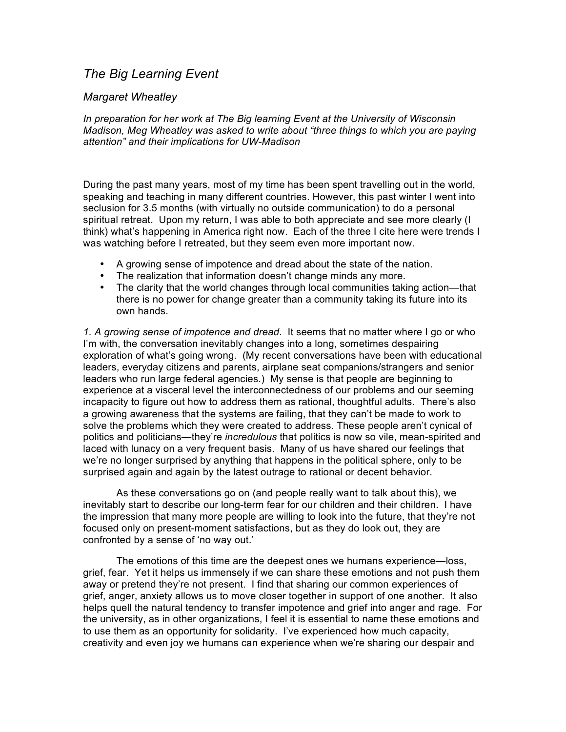# *The Big Learning Event*

## *Margaret Wheatley*

*In preparation for her work at The Big learning Event at the University of Wisconsin Madison, Meg Wheatley was asked to write about "three things to which you are paying attention" and their implications for UW-Madison*

During the past many years, most of my time has been spent travelling out in the world, speaking and teaching in many different countries. However, this past winter I went into seclusion for 3.5 months (with virtually no outside communication) to do a personal spiritual retreat. Upon my return, I was able to both appreciate and see more clearly (I think) what's happening in America right now. Each of the three I cite here were trends I was watching before I retreated, but they seem even more important now.

- A growing sense of impotence and dread about the state of the nation.
- The realization that information doesn't change minds any more.
- The clarity that the world changes through local communities taking action—that there is no power for change greater than a community taking its future into its own hands.

*1. A growing sense of impotence and dread.* It seems that no matter where I go or who I'm with, the conversation inevitably changes into a long, sometimes despairing exploration of what's going wrong. (My recent conversations have been with educational leaders, everyday citizens and parents, airplane seat companions/strangers and senior leaders who run large federal agencies.) My sense is that people are beginning to experience at a visceral level the interconnectedness of our problems and our seeming incapacity to figure out how to address them as rational, thoughtful adults. There's also a growing awareness that the systems are failing, that they can't be made to work to solve the problems which they were created to address. These people aren't cynical of politics and politicians—they're *incredulous* that politics is now so vile, mean-spirited and laced with lunacy on a very frequent basis. Many of us have shared our feelings that we're no longer surprised by anything that happens in the political sphere, only to be surprised again and again by the latest outrage to rational or decent behavior.

As these conversations go on (and people really want to talk about this), we inevitably start to describe our long-term fear for our children and their children. I have the impression that many more people are willing to look into the future, that they're not focused only on present-moment satisfactions, but as they do look out, they are confronted by a sense of 'no way out.'

The emotions of this time are the deepest ones we humans experience—loss, grief, fear. Yet it helps us immensely if we can share these emotions and not push them away or pretend they're not present. I find that sharing our common experiences of grief, anger, anxiety allows us to move closer together in support of one another. It also helps quell the natural tendency to transfer impotence and grief into anger and rage. For the university, as in other organizations, I feel it is essential to name these emotions and to use them as an opportunity for solidarity. I've experienced how much capacity, creativity and even joy we humans can experience when we're sharing our despair and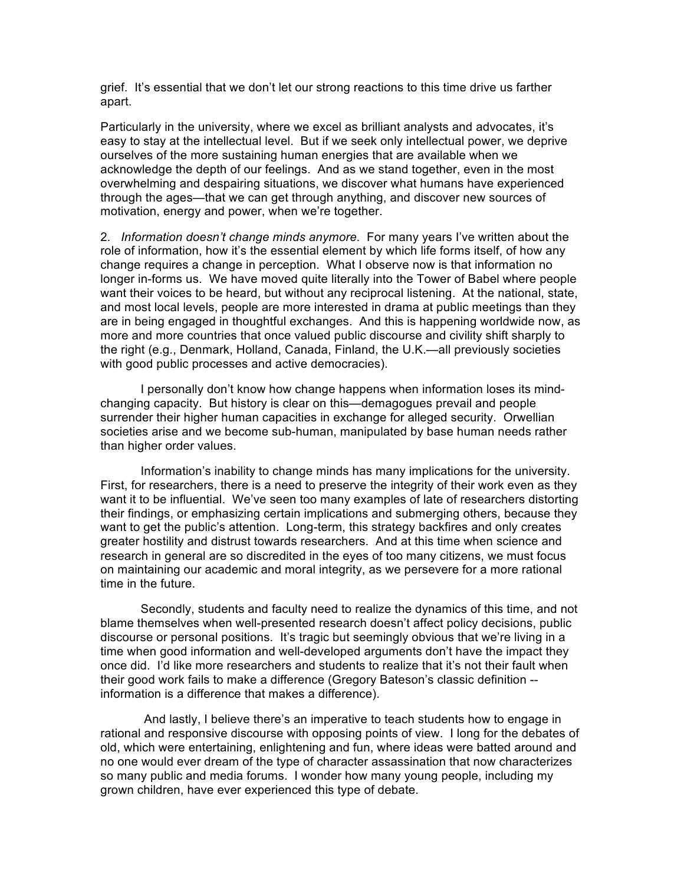grief. It's essential that we don't let our strong reactions to this time drive us farther apart.

Particularly in the university, where we excel as brilliant analysts and advocates, it's easy to stay at the intellectual level. But if we seek only intellectual power, we deprive ourselves of the more sustaining human energies that are available when we acknowledge the depth of our feelings. And as we stand together, even in the most overwhelming and despairing situations, we discover what humans have experienced through the ages—that we can get through anything, and discover new sources of motivation, energy and power, when we're together.

2. *Information doesn't change minds anymore.* For many years I've written about the role of information, how it's the essential element by which life forms itself, of how any change requires a change in perception. What I observe now is that information no longer in-forms us. We have moved quite literally into the Tower of Babel where people want their voices to be heard, but without any reciprocal listening. At the national, state, and most local levels, people are more interested in drama at public meetings than they are in being engaged in thoughtful exchanges. And this is happening worldwide now, as more and more countries that once valued public discourse and civility shift sharply to the right (e.g., Denmark, Holland, Canada, Finland, the U.K.—all previously societies with good public processes and active democracies).

I personally don't know how change happens when information loses its mind-changing capacity. But history is clear on this—demagogues prevail and people surrender their higher human capacities in exchange for alleged security. Orwellian societies arise and we become sub-human, manipulated by base human needs rather than higher order values.

Information's inability to change minds has many implications for the university. First, for researchers, there is a need to preserve the integrity of their work even as they want it to be influential. We've seen too many examples of late of researchers distorting their findings, or emphasizing certain implications and submerging others, because they want to get the public's attention. Long-term, this strategy backfires and only creates greater hostility and distrust towards researchers. And at this time when science and research in general are so discredited in the eyes of too many citizens, we must focus on maintaining our academic and moral integrity, as we persevere for a more rational time in the future.

Secondly, students and faculty need to realize the dynamics of this time, and not blame themselves when well-presented research doesn't affect policy decisions, public discourse or personal positions. It's tragic but seemingly obvious that we're living in a time when good information and well-developed arguments don't have the impact they once did. I'd like more researchers and students to realize that it's not their fault when their good work fails to make a difference (Gregory Bateson's classic definition -- information is a difference that makes a difference).

And lastly, I believe there's an imperative to teach students how to engage in rational and responsive discourse with opposing points of view. I long for the debates of old, which were entertaining, enlightening and fun, where ideas were batted around and no one would ever dream of the type of character assassination that now characterizes so many public and media forums. I wonder how many young people, including my grown children, have ever experienced this type of debate.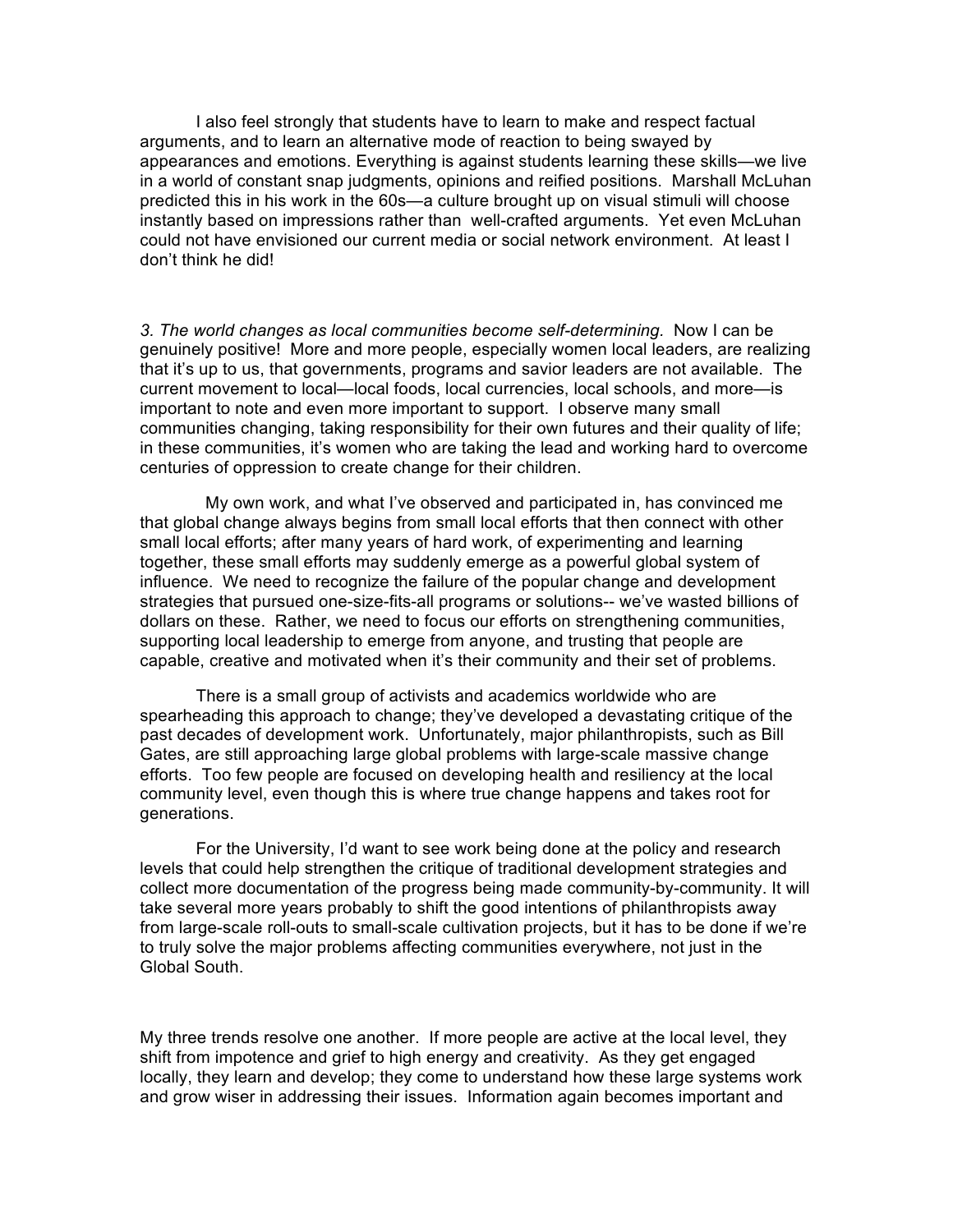I also feel strongly that students have to learn to make and respect factual arguments, and to learn an alternative mode of reaction to being swayed by appearances and emotions. Everything is against students learning these skills—we live in a world of constant snap judgments, opinions and reified positions. Marshall McLuhan predicted this in his work in the 60s—a culture brought up on visual stimuli will choose instantly based on impressions rather than well-crafted arguments. Yet even McLuhan could not have envisioned our current media or social network environment. At least I don't think he did!

*3. The world changes as local communities become self-determining.* Now I can be genuinely positive! More and more people, especially women local leaders, are realizing that it's up to us, that governments, programs and savior leaders are not available. The current movement to local—local foods, local currencies, local schools, and more—is important to note and even more important to support. I observe many small communities changing, taking responsibility for their own futures and their quality of life; in these communities, it's women who are taking the lead and working hard to overcome centuries of oppression to create change for their children.

My own work, and what I've observed and participated in, has convinced me that global change always begins from small local efforts that then connect with other small local efforts; after many years of hard work, of experimenting and learning together, these small efforts may suddenly emerge as a powerful global system of influence. We need to recognize the failure of the popular change and development strategies that pursued one-size-fits-all programs or solutions-- we've wasted billions of dollars on these. Rather, we need to focus our efforts on strengthening communities, supporting local leadership to emerge from anyone, and trusting that people are capable, creative and motivated when it's their community and their set of problems.

There is a small group of activists and academics worldwide who are spearheading this approach to change; they've developed a devastating critique of the past decades of development work. Unfortunately, major philanthropists, such as Bill Gates, are still approaching large global problems with large-scale massive change efforts. Too few people are focused on developing health and resiliency at the local community level, even though this is where true change happens and takes root for generations.

For the University, I'd want to see work being done at the policy and research levels that could help strengthen the critique of traditional development strategies and collect more documentation of the progress being made community-by-community. It will take several more years probably to shift the good intentions of philanthropists away from large-scale roll-outs to small-scale cultivation projects, but it has to be done if we're to truly solve the major problems affecting communities everywhere, not just in the Global South.

My three trends resolve one another. If more people are active at the local level, they shift from impotence and grief to high energy and creativity. As they get engaged locally, they learn and develop; they come to understand how these large systems work and grow wiser in addressing their issues. Information again becomes important and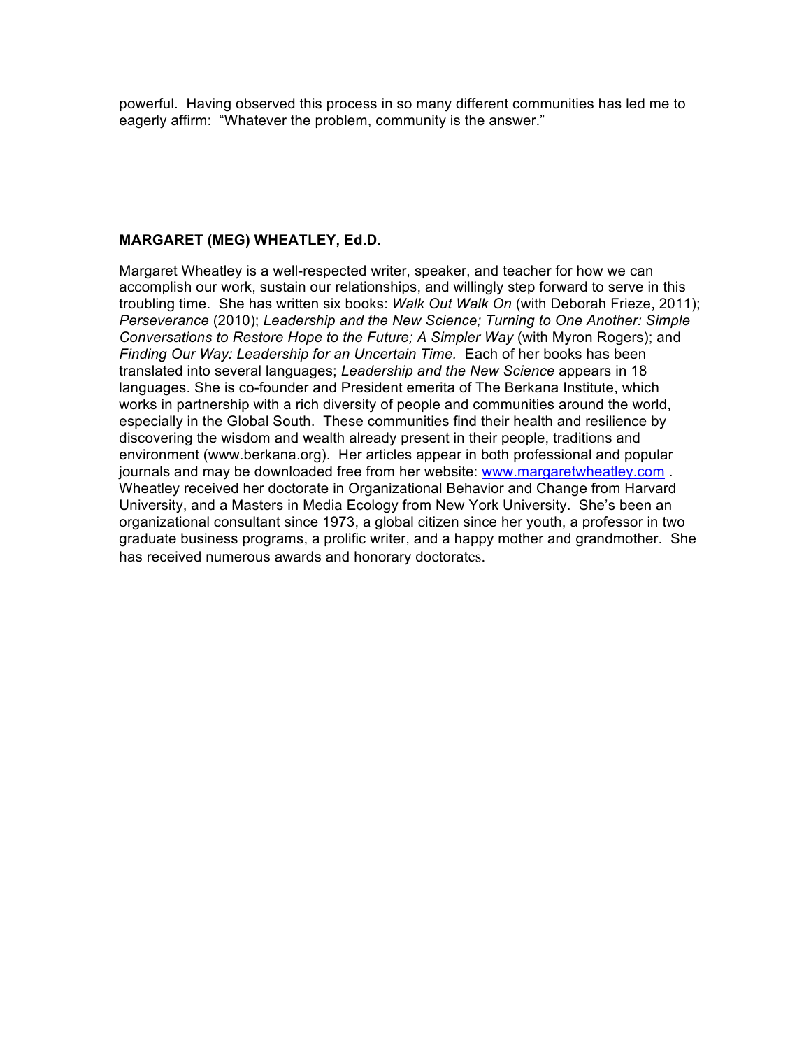powerful. Having observed this process in so many different communities has led me to eagerly affirm: "Whatever the problem, community is the answer."

**MARGARET (MEG) WHEATLEY, Ed.D.**

Margaret Wheatley is a well-respected writer, speaker, and teacher for how we can accomplish our work, sustain our relationships, and willingly step forward to serve in this troubling time. She has written six books: *Walk Out Walk On* (with Deborah Frieze, 2011); *Perseverance* (2010); *Leadership and the New Science; Turning to One Another: Simple Conversations to Restore Hope to the Future; A Simpler Way* (with Myron Rogers); and *Finding Our Way: Leadership for an Uncertain Time.* Each of her books has been translated into several languages; *Leadership and the New Science* appears in 18 languages. She is co-founder and President emerita of The Berkana Institute, which works in partnership with a rich diversity of people and communities around the world, especially in the Global South. These communities find their health and resilience by discovering the wisdom and wealth already present in their people, traditions and environment (www.berkana.org). Her articles appear in both professional and popular journals and may be downloaded free from her website: [www.margaretwheatley.com](http://www.margaretwheatley.com) . Wheatley received her doctorate in Organizational Behavior and Change from Harvard University, and a Masters in Media Ecology from New York University. She's been an organizational consultant since 1973, a global citizen since her youth, a professor in two graduate business programs, a prolific writer, and a happy mother and grandmother. She has received numerous awards and honorary doctorates.